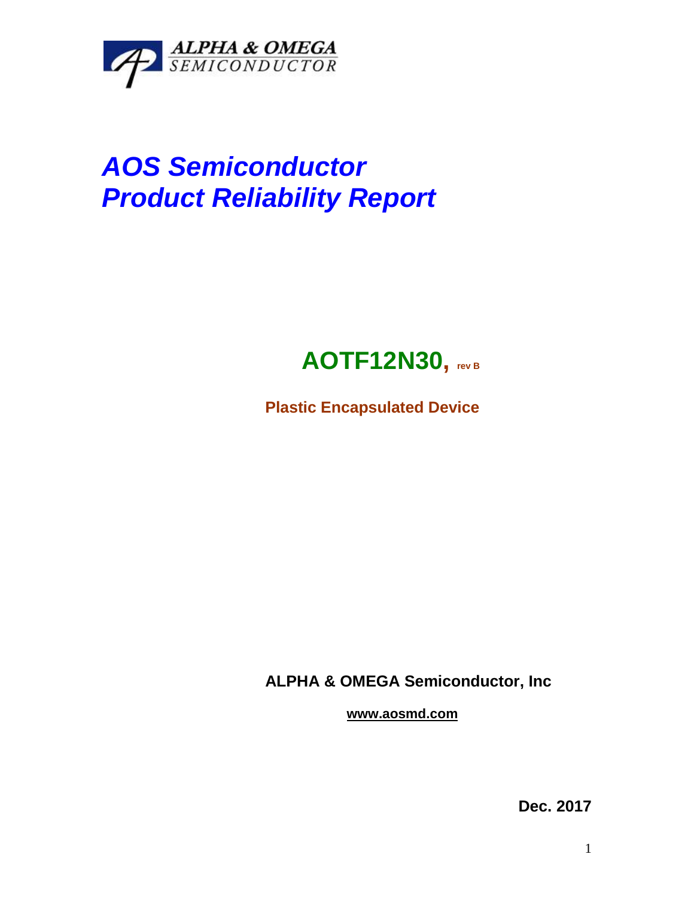ALPHA & OMEGA SEMICONDUCTOR

# *AOS Semiconductor*
# *Product Reliability Report*

## AOTF12N30, rev B

**Plastic Encapsulated Device**

**ALPHA & OMEGA Semiconductor, Inc**

**www.aosmd.com**

**Dec. 2017**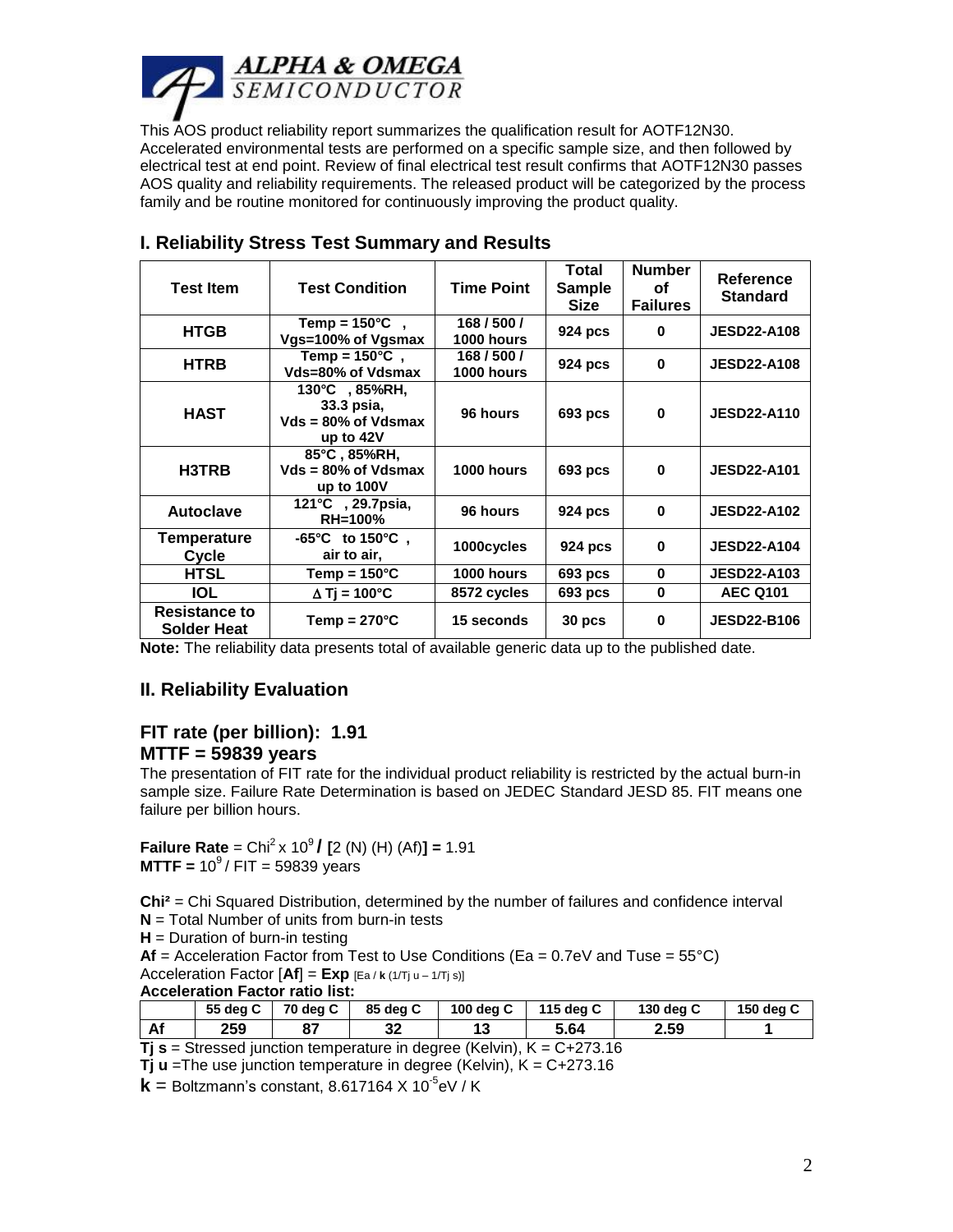ALPHA & OMEGA SEMICONDUCTOR

This AOS product reliability report summarizes the qualification result for AOTF12N30. Accelerated environmental tests are performed on a specific sample size, and then followed by electrical test at end point. Review of final electrical test result confirms that AOTF12N30 passes AOS quality and reliability requirements. The released product will be categorized by the process family and be routine monitored for continuously improving the product quality.

## I. Reliability Stress Test Summary and Results

| Test Item | Test Condition | Time Point | Total Sample Size | Number of Failures | Reference Standard |
|---|---|---|---|---|---|
| HTGB | Temp = 150°C , Vgs=100% of Vgsmax | 168 / 500 / 1000 hours | 924 pcs | 0 | JESD22-A108 |
| HTRB | Temp = 150°C , Vds=80% of Vdsmax | 168 / 500 / 1000 hours | 924 pcs | 0 | JESD22-A108 |
| HAST | 130°C , 85%RH, 33.3 psia, Vds = 80% of Vdsmax up to 42V | 96 hours | 693 pcs | 0 | JESD22-A110 |
| H3TRB | 85°C , 85%RH, Vds = 80% of Vdsmax up to 100V | 1000 hours | 693 pcs | 0 | JESD22-A101 |
| Autoclave | 121°C , 29.7psia, RH=100% | 96 hours | 924 pcs | 0 | JESD22-A102 |
| Temperature Cycle | -65°C to 150°C , air to air, | 1000cycles | 924 pcs | 0 | JESD22-A104 |
| HTSL | Temp = 150°C | 1000 hours | 693 pcs | 0 | JESD22-A103 |
| IOL | Δ Tj = 100°C | 8572 cycles | 693 pcs | 0 | AEC Q101 |
| Resistance to Solder Heat | Temp = 270°C | 15 seconds | 30 pcs | 0 | JESD22-B106 |

**Note:** The reliability data presents total of available generic data up to the published date.

## II. Reliability Evaluation

### FIT rate (per billion): 1.91
### MTTF = 59839 years

The presentation of FIT rate for the individual product reliability is restricted by the actual burn-in sample size. Failure Rate Determination is based on JEDEC Standard JESD 85. FIT means one failure per billion hours.

**Failure Rate** = $Chi^2 \times 10^9 / [2 (N) (H) (Af)] = 1.91$
**MTTF** = $10^9$ / FIT = 59839 years

**Chi²** = Chi Squared Distribution, determined by the number of failures and confidence interval
**N** = Total Number of units from burn-in tests
**H** = Duration of burn-in testing
**Af** = Acceleration Factor from Test to Use Conditions (Ea = 0.7eV and Tuse = 55°C)
Acceleration Factor [**Af**] = **Exp** $[Ea / k (1/Tj_u - 1/Tj_s)]$

**Acceleration Factor ratio list:**

| | 55 deg C | 70 deg C | 85 deg C | 100 deg C | 115 deg C | 130 deg C | 150 deg C |
|---|---|---|---|---|---|---|---|
| Af | 259 | 87 | 32 | 13 | 5.64 | 2.59 | 1 |

**Tj s** = Stressed junction temperature in degree (Kelvin), K = C+273.16
**Tj u** =The use junction temperature in degree (Kelvin), K = C+273.16
**k** = Boltzmann's constant, $8.617164 \times 10^{-5}$ eV / K